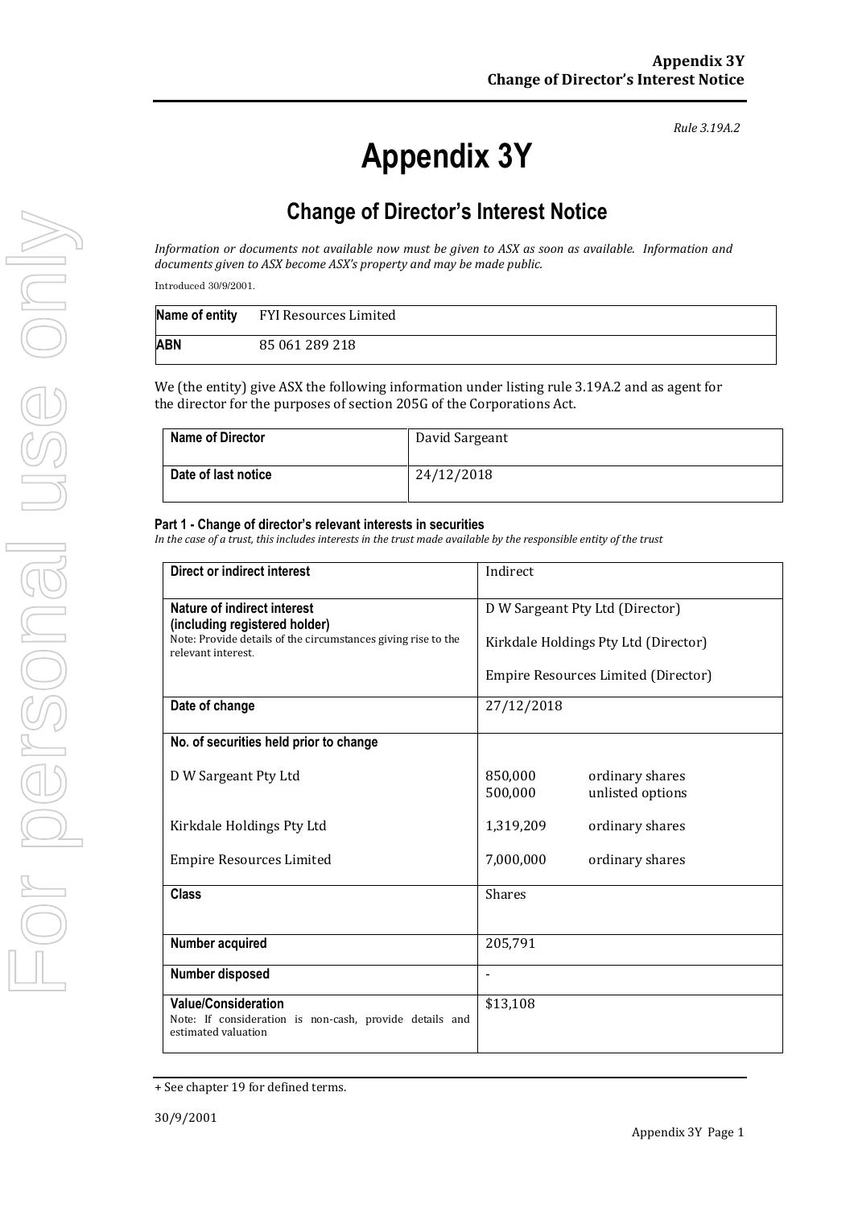Rule 3.19A.2

# Appendix 3Y

## Change of Director's Interest Notice

*Information or documents not available now must be given to ASX as soon as available. Information and documents given to ASX become ASX's property and may be made public.*

Introduced 30/9/2001.

| **Name of entity** | FYI Resources Limited |
|---|---|
| **ABN** | 85 061 289 218 |

We (the entity) give ASX the following information under listing rule 3.19A.2 and as agent for the director for the purposes of section 205G of the Corporations Act.

| **Name of Director** | David Sargeant |
|---|---|
| **Date of last notice** | 24/12/2018 |

**Part 1 - Change of director's relevant interests in securities**

*In the case of a trust, this includes interests in the trust made available by the responsible entity of the trust*

| | |
|---|---|
| **Direct or indirect interest** | Indirect |
| **Nature of indirect interest (including registered holder)**<br>Note: Provide details of the circumstances giving rise to the relevant interest. | D W Sargeant Pty Ltd (Director)<br>Kirkdale Holdings Pty Ltd (Director)<br>Empire Resources Limited (Director) |
| **Date of change** | 27/12/2018 |
| **No. of securities held prior to change**<br><br>D W Sargeant Pty Ltd<br><br>Kirkdale Holdings Pty Ltd<br><br>Empire Resources Limited | <br><br>850,000 ordinary shares<br>500,000 unlisted options<br>1,319,209 ordinary shares<br><br>7,000,000 ordinary shares |
| **Class** | Shares |
| **Number acquired** | 205,791 |
| **Number disposed** | - |
| **Value/Consideration**<br>Note: If consideration is non-cash, provide details and estimated valuation | $13,108 |

+ See chapter 19 for defined terms.

30/9/2001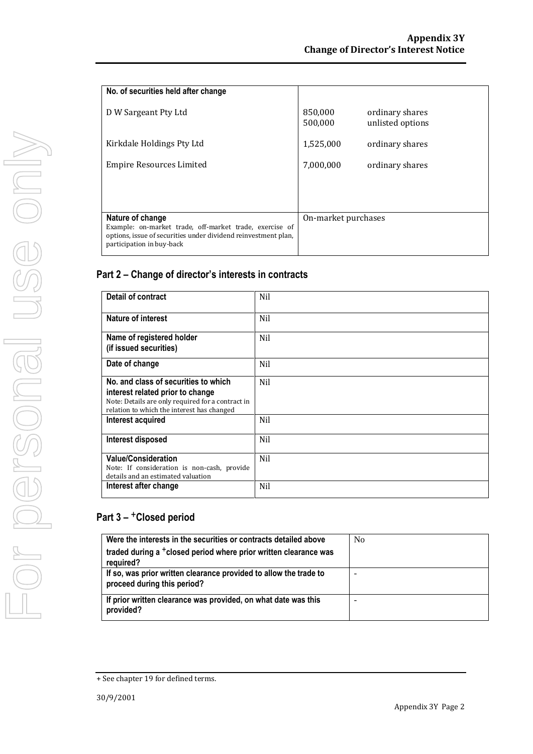| | |
|---|---|
| **No. of securities held after change**<br><br>D W Sargeant Pty Ltd<br><br>Kirkdale Holdings Pty Ltd<br><br>Empire Resources Limited | <br><br>850,000 ordinary shares<br>500,000 unlisted options<br><br>1,525,000 ordinary shares<br><br>7,000,000 ordinary shares |
| **Nature of change**<br>Example: on-market trade, off-market trade, exercise of options, issue of securities under dividend reinvestment plan, participation in buy-back | On-market purchases |

## Part 2 – Change of director's interests in contracts

| | |
|---|---|
| **Detail of contract** | Nil |
| **Nature of interest** | Nil |
| **Name of registered holder (if issued securities)** | Nil |
| **Date of change** | Nil |
| **No. and class of securities to which interest related prior to change**<br>Note: Details are only required for a contract in relation to which the interest has changed | Nil |
| **Interest acquired** | Nil |
| **Interest disposed** | Nil |
| **Value/Consideration**<br>Note: If consideration is non-cash, provide details and an estimated valuation | Nil |
| **Interest after change** | Nil |

## Part 3 – +Closed period

| | |
|---|---|
| **Were the interests in the securities or contracts detailed above traded during a +closed period where prior written clearance was required?** | No |
| **If so, was prior written clearance provided to allow the trade to proceed during this period?** | - |
| **If prior written clearance was provided, on what date was this provided?** | - |

+ See chapter 19 for defined terms.

30/9/2001